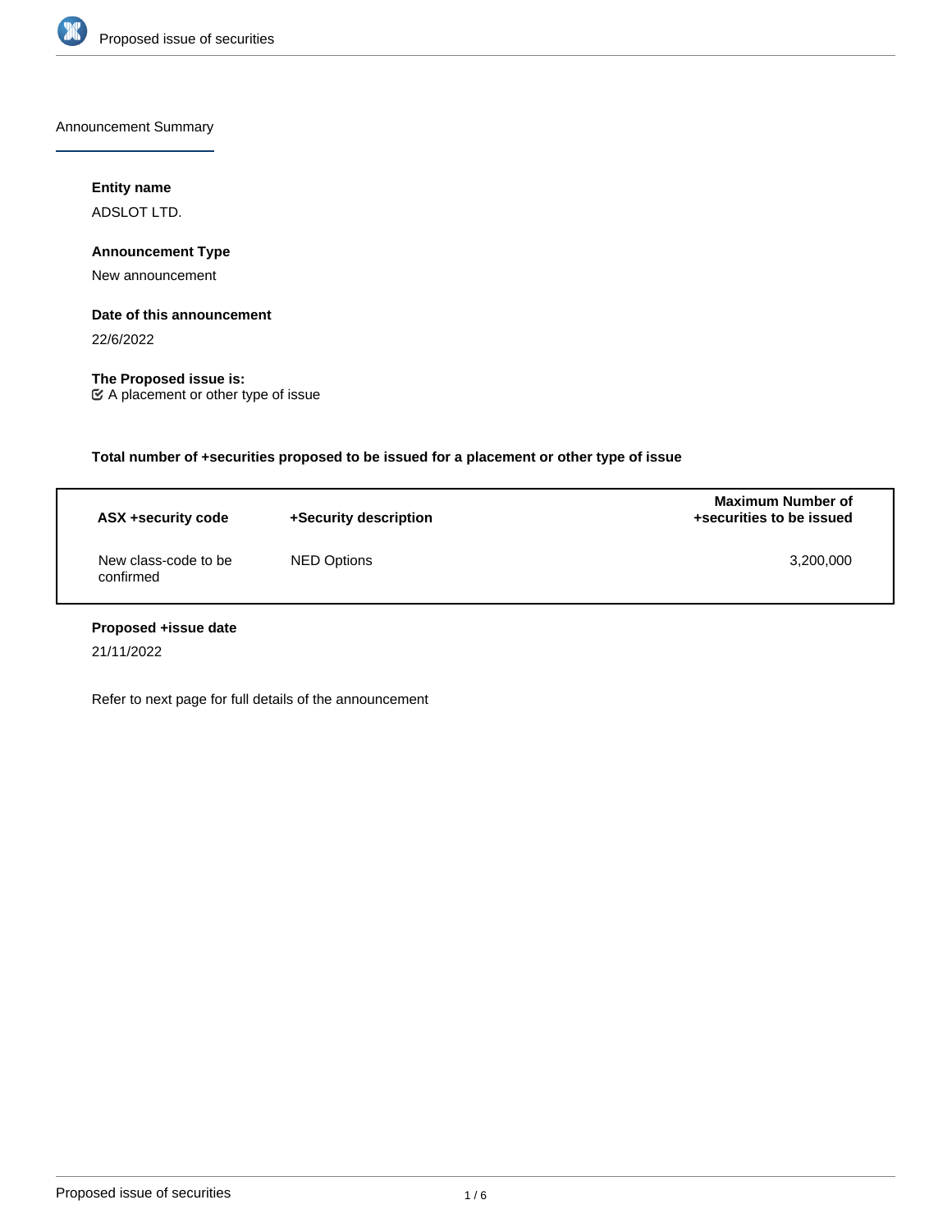Announcement Summary

**Entity name**

ADSLOT LTD.

**Announcement Type**

New announcement

**Date of this announcement**

22/6/2022

**The Proposed issue is:**

☑ A placement or other type of issue

**Total number of +securities proposed to be issued for a placement or other type of issue**

| ASX +security code | +Security description | Maximum Number of +securities to be issued |
|---|---|---|
| New class-code to be confirmed | NED Options | 3,200,000 |

**Proposed +issue date**

21/11/2022

Refer to next page for full details of the announcement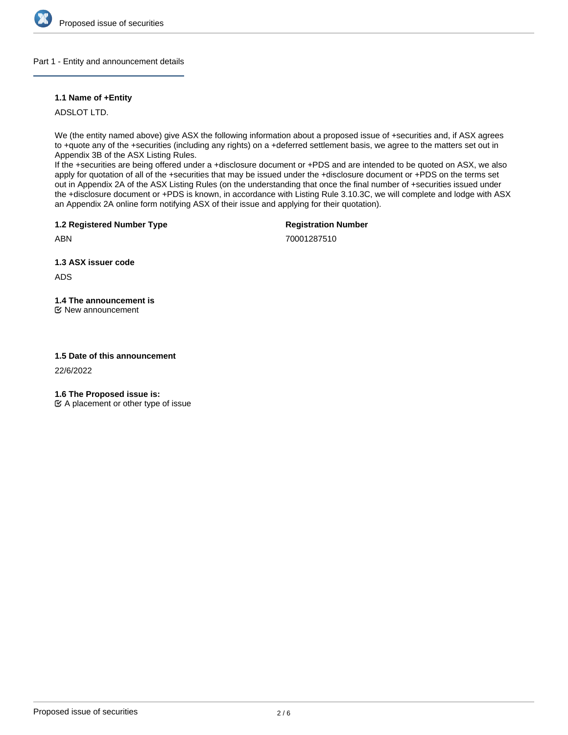## Part 1 - Entity and announcement details

### 1.1 Name of +Entity

ADSLOT LTD.

We (the entity named above) give ASX the following information about a proposed issue of +securities and, if ASX agrees to +quote any of the +securities (including any rights) on a +deferred settlement basis, we agree to the matters set out in Appendix 3B of the ASX Listing Rules.
If the +securities are being offered under a +disclosure document or +PDS and are intended to be quoted on ASX, we also apply for quotation of all of the +securities that may be issued under the +disclosure document or +PDS on the terms set out in Appendix 2A of the ASX Listing Rules (on the understanding that once the final number of +securities issued under the +disclosure document or +PDS is known, in accordance with Listing Rule 3.10.3C, we will complete and lodge with ASX an Appendix 2A online form notifying ASX of their issue and applying for their quotation).

### 1.2 Registered Number Type

ABN

### Registration Number

70001287510

### 1.3 ASX issuer code

ADS

### 1.4 The announcement is

☑ New announcement

### 1.5 Date of this announcement

22/6/2022

### 1.6 The Proposed issue is:

☑ A placement or other type of issue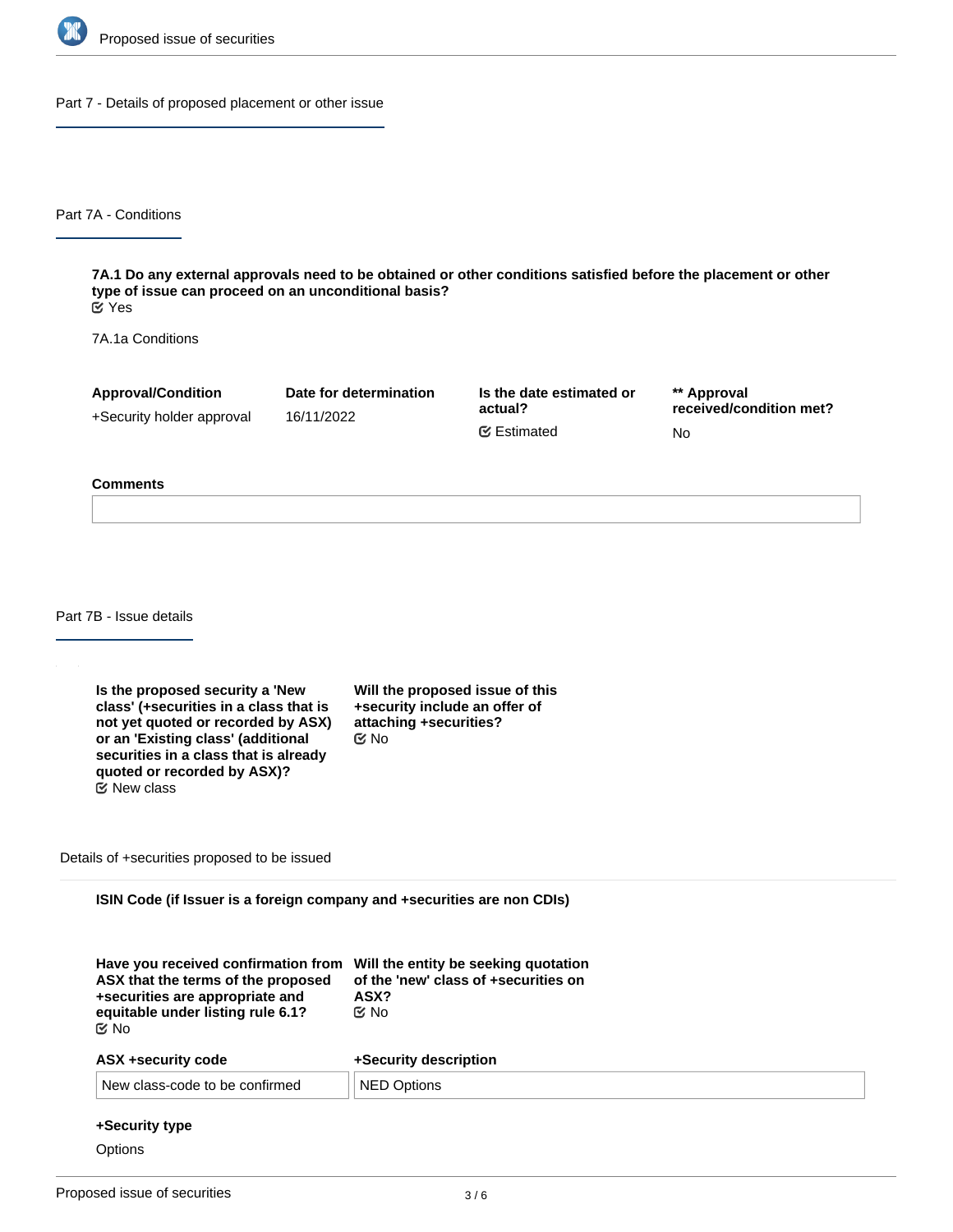## Part 7 - Details of proposed placement or other issue

### Part 7A - Conditions

**7A.1 Do any external approvals need to be obtained or other conditions satisfied before the placement or other type of issue can proceed on an unconditional basis?**
Yes

7A.1a Conditions

| Approval/Condition | Date for determination | Is the date estimated or actual? | ** Approval received/condition met? |
|---|---|---|---|
| +Security holder approval | 16/11/2022 | Estimated | No |

**Comments**

### Part 7B - Issue details

**Is the proposed security a 'New class' (+securities in a class that is not yet quoted or recorded by ASX) or an 'Existing class' (additional securities in a class that is already quoted or recorded by ASX)?**
New class

**Will the proposed issue of this +security include an offer of attaching +securities?**
No

Details of +securities proposed to be issued

**ISIN Code (if Issuer is a foreign company and +securities are non CDIs)**

**Have you received confirmation from ASX that the terms of the proposed +securities are appropriate and equitable under listing rule 6.1?**
No

**Will the entity be seeking quotation of the 'new' class of +securities on ASX?**
No

| ASX +security code | +Security description |
|---|---|
| New class-code to be confirmed | NED Options |

**+Security type**

Options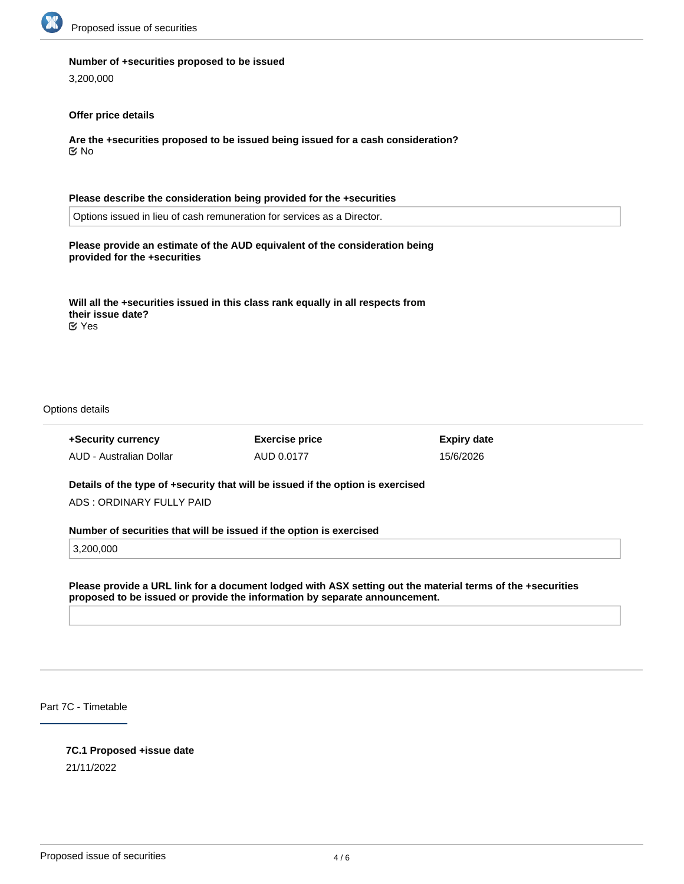**Number of +securities proposed to be issued**

3,200,000

**Offer price details**

**Are the +securities proposed to be issued being issued for a cash consideration?**

☑ No

**Please describe the consideration being provided for the +securities**

Options issued in lieu of cash remuneration for services as a Director.

**Please provide an estimate of the AUD equivalent of the consideration being provided for the +securities**

**Will all the +securities issued in this class rank equally in all respects from their issue date?**

☑ Yes

Options details

| +Security currency | Exercise price | Expiry date |
| --- | --- | --- |
| AUD - Australian Dollar | AUD 0.0177 | 15/6/2026 |

**Details of the type of +security that will be issued if the option is exercised**

ADS : ORDINARY FULLY PAID

**Number of securities that will be issued if the option is exercised**

3,200,000

**Please provide a URL link for a document lodged with ASX setting out the material terms of the +securities proposed to be issued or provide the information by separate announcement.**

## Part 7C - Timetable

**7C.1 Proposed +issue date**

21/11/2022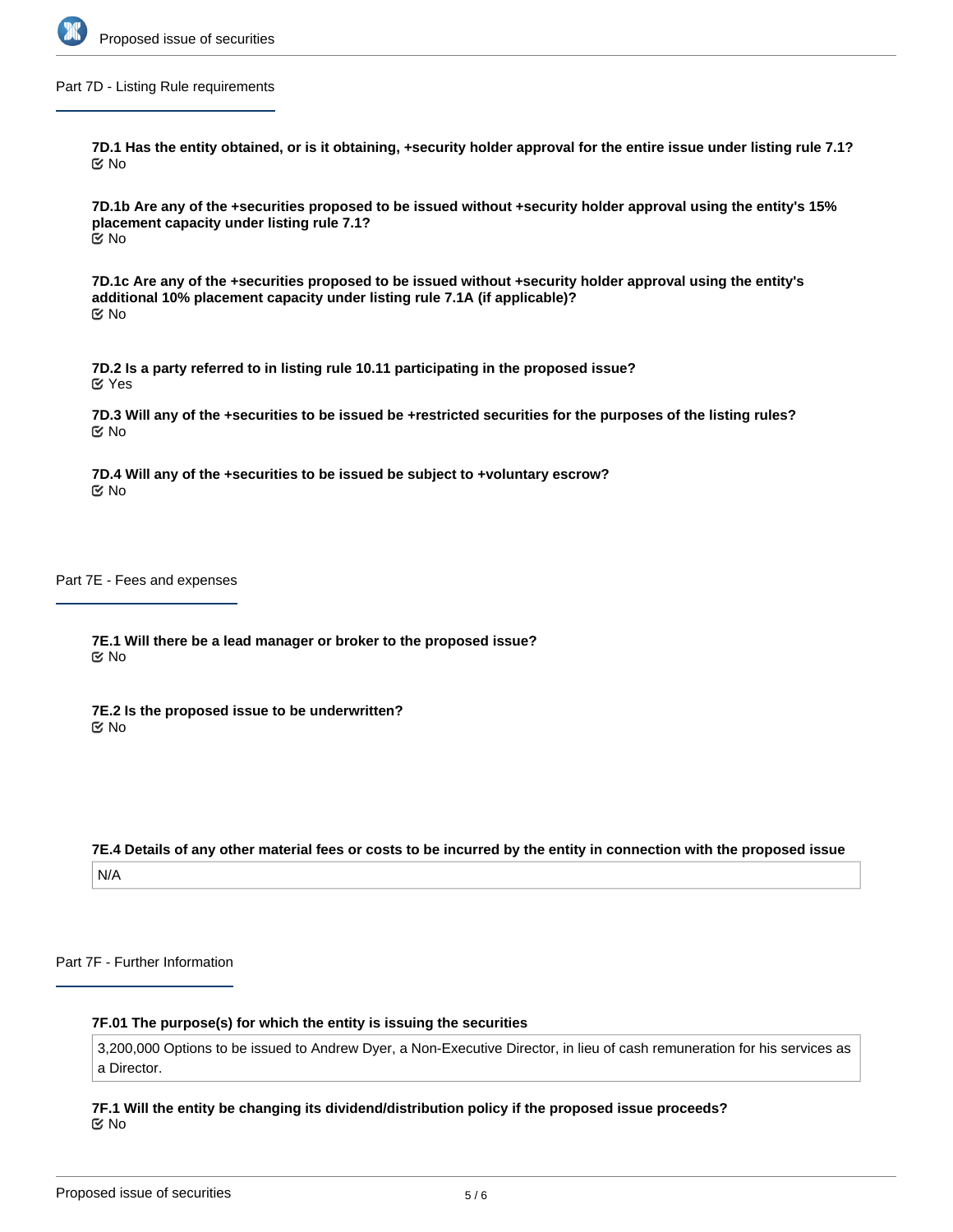## Part 7D - Listing Rule requirements

**7D.1 Has the entity obtained, or is it obtaining, +security holder approval for the entire issue under listing rule 7.1?**

No

**7D.1b Are any of the +securities proposed to be issued without +security holder approval using the entity's 15% placement capacity under listing rule 7.1?**

No

**7D.1c Are any of the +securities proposed to be issued without +security holder approval using the entity's additional 10% placement capacity under listing rule 7.1A (if applicable)?**

No

**7D.2 Is a party referred to in listing rule 10.11 participating in the proposed issue?**

Yes

**7D.3 Will any of the +securities to be issued be +restricted securities for the purposes of the listing rules?**

No

**7D.4 Will any of the +securities to be issued be subject to +voluntary escrow?**

No

## Part 7E - Fees and expenses

**7E.1 Will there be a lead manager or broker to the proposed issue?**

No

**7E.2 Is the proposed issue to be underwritten?**

No

**7E.4 Details of any other material fees or costs to be incurred by the entity in connection with the proposed issue**

N/A

## Part 7F - Further Information

**7F.01 The purpose(s) for which the entity is issuing the securities**

3,200,000 Options to be issued to Andrew Dyer, a Non-Executive Director, in lieu of cash remuneration for his services as a Director.

**7F.1 Will the entity be changing its dividend/distribution policy if the proposed issue proceeds?**

No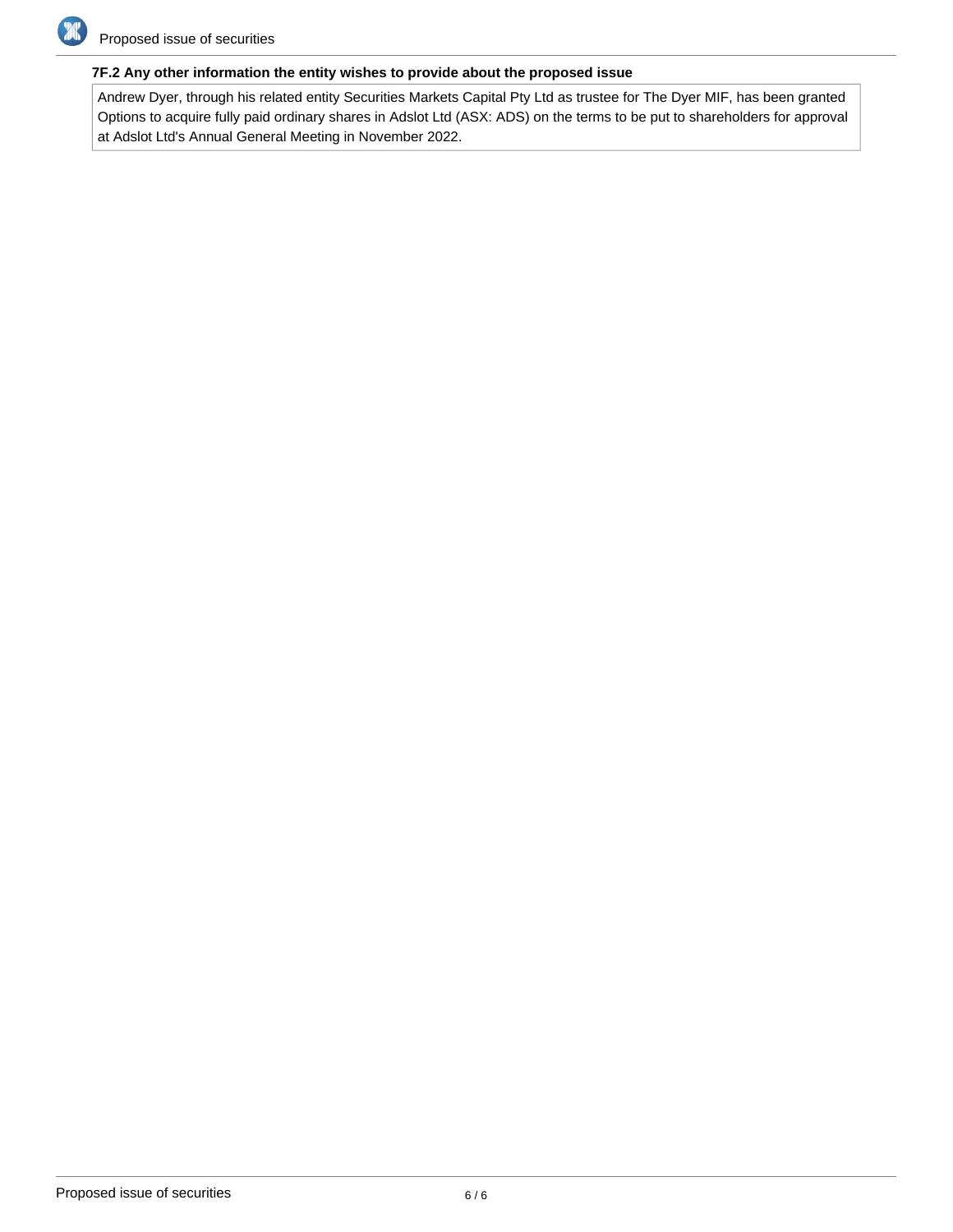**7F.2 Any other information the entity wishes to provide about the proposed issue**

| |
|---|
| Andrew Dyer, through his related entity Securities Markets Capital Pty Ltd as trustee for The Dyer MIF, has been granted Options to acquire fully paid ordinary shares in Adslot Ltd (ASX: ADS) on the terms to be put to shareholders for approval at Adslot Ltd's Annual General Meeting in November 2022. |